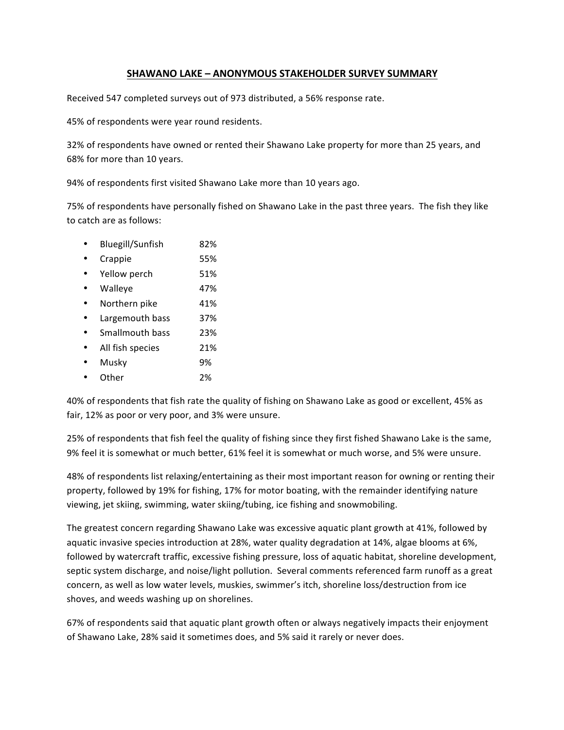# SHAWANO LAKE – ANONYMOUS STAKEHOLDER SURVEY SUMMARY

Received 547 completed surveys out of 973 distributed, a 56% response rate.

45% of respondents were year round residents.

32% of respondents have owned or rented their Shawano Lake property for more than 25 years, and 68% for more than 10 years.

94% of respondents first visited Shawano Lake more than 10 years ago.

75% of respondents have personally fished on Shawano Lake in the past three years. The fish they like to catch are as follows:

- Bluegill/Sunfish 82%
- Crappie 55%
- Yellow perch 51%
- Walleye 47%
- Northern pike 41%
- Largemouth bass 37%
- Smallmouth bass 23%
- All fish species 21%
- Musky 9%
- Other 2%

40% of respondents that fish rate the quality of fishing on Shawano Lake as good or excellent, 45% as fair, 12% as poor or very poor, and 3% were unsure.

25% of respondents that fish feel the quality of fishing since they first fished Shawano Lake is the same, 9% feel it is somewhat or much better, 61% feel it is somewhat or much worse, and 5% were unsure.

48% of respondents list relaxing/entertaining as their most important reason for owning or renting their property, followed by 19% for fishing, 17% for motor boating, with the remainder identifying nature viewing, jet skiing, swimming, water skiing/tubing, ice fishing and snowmobiling.

The greatest concern regarding Shawano Lake was excessive aquatic plant growth at 41%, followed by aquatic invasive species introduction at 28%, water quality degradation at 14%, algae blooms at 6%, followed by watercraft traffic, excessive fishing pressure, loss of aquatic habitat, shoreline development, septic system discharge, and noise/light pollution. Several comments referenced farm runoff as a great concern, as well as low water levels, muskies, swimmer's itch, shoreline loss/destruction from ice shoves, and weeds washing up on shorelines.

67% of respondents said that aquatic plant growth often or always negatively impacts their enjoyment of Shawano Lake, 28% said it sometimes does, and 5% said it rarely or never does.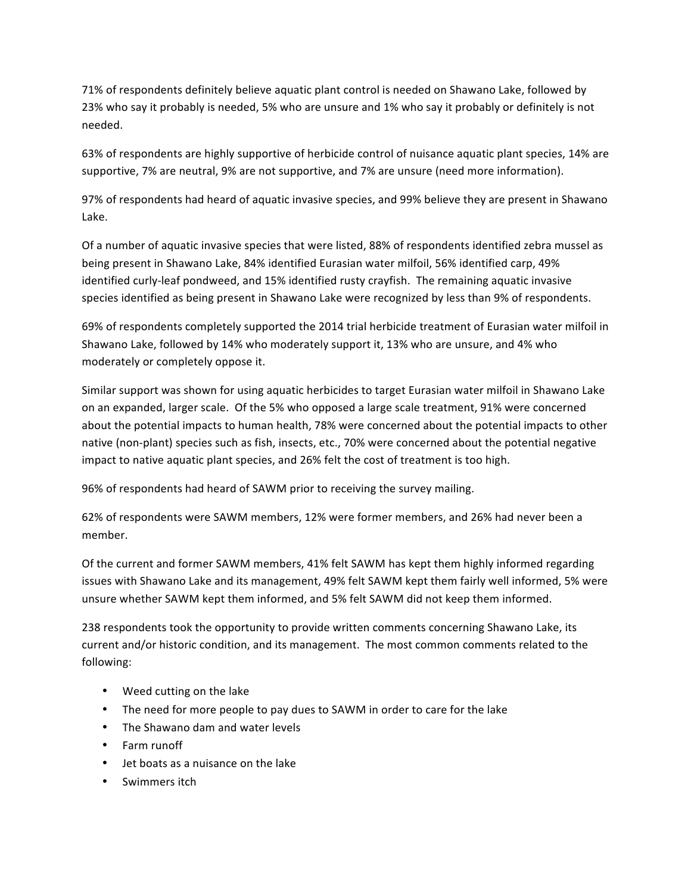71% of respondents definitely believe aquatic plant control is needed on Shawano Lake, followed by 23% who say it probably is needed, 5% who are unsure and 1% who say it probably or definitely is not needed.

63% of respondents are highly supportive of herbicide control of nuisance aquatic plant species, 14% are supportive, 7% are neutral, 9% are not supportive, and 7% are unsure (need more information).

97% of respondents had heard of aquatic invasive species, and 99% believe they are present in Shawano Lake.

Of a number of aquatic invasive species that were listed, 88% of respondents identified zebra mussel as being present in Shawano Lake, 84% identified Eurasian water milfoil, 56% identified carp, 49% identified curly-leaf pondweed, and 15% identified rusty crayfish. The remaining aquatic invasive species identified as being present in Shawano Lake were recognized by less than 9% of respondents.

69% of respondents completely supported the 2014 trial herbicide treatment of Eurasian water milfoil in Shawano Lake, followed by 14% who moderately support it, 13% who are unsure, and 4% who moderately or completely oppose it.

Similar support was shown for using aquatic herbicides to target Eurasian water milfoil in Shawano Lake on an expanded, larger scale. Of the 5% who opposed a large scale treatment, 91% were concerned about the potential impacts to human health, 78% were concerned about the potential impacts to other native (non-plant) species such as fish, insects, etc., 70% were concerned about the potential negative impact to native aquatic plant species, and 26% felt the cost of treatment is too high.

96% of respondents had heard of SAWM prior to receiving the survey mailing.

62% of respondents were SAWM members, 12% were former members, and 26% had never been a member.

Of the current and former SAWM members, 41% felt SAWM has kept them highly informed regarding issues with Shawano Lake and its management, 49% felt SAWM kept them fairly well informed, 5% were unsure whether SAWM kept them informed, and 5% felt SAWM did not keep them informed.

238 respondents took the opportunity to provide written comments concerning Shawano Lake, its current and/or historic condition, and its management. The most common comments related to the following:

- Weed cutting on the lake
- The need for more people to pay dues to SAWM in order to care for the lake
- The Shawano dam and water levels
- Farm runoff
- Jet boats as a nuisance on the lake
- Swimmers itch